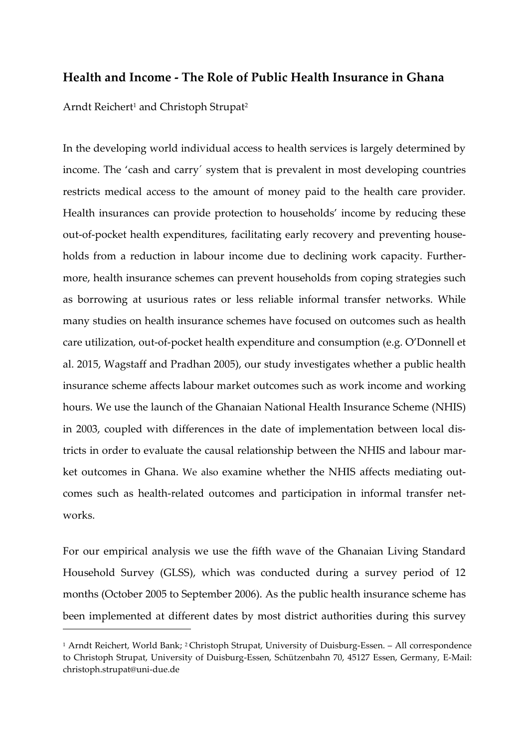## Health and Income - The Role of Public Health Insurance in Ghana

Arndt Reichert[1] and Christoph Strupat[2]

In the developing world individual access to health services is largely determined by income. The 'cash and carry´ system that is prevalent in most developing countries restricts medical access to the amount of money paid to the health care provider. Health insurances can provide protection to households' income by reducing these out-of-pocket health expenditures, facilitating early recovery and preventing households from a reduction in labour income due to declining work capacity. Furthermore, health insurance schemes can prevent households from coping strategies such as borrowing at usurious rates or less reliable informal transfer networks. While many studies on health insurance schemes have focused on outcomes such as health care utilization, out-of-pocket health expenditure and consumption (e.g. O'Donnell et al. 2015, Wagstaff and Pradhan 2005), our study investigates whether a public health insurance scheme affects labour market outcomes such as work income and working hours. We use the launch of the Ghanaian National Health Insurance Scheme (NHIS) in 2003, coupled with differences in the date of implementation between local districts in order to evaluate the causal relationship between the NHIS and labour market outcomes in Ghana. We also examine whether the NHIS affects mediating outcomes such as health-related outcomes and participation in informal transfer networks.

For our empirical analysis we use the fifth wave of the Ghanaian Living Standard Household Survey (GLSS), which was conducted during a survey period of 12 months (October 2005 to September 2006). As the public health insurance scheme has been implemented at different dates by most district authorities during this survey

---

[1] Arndt Reichert, World Bank; [2] Christoph Strupat, University of Duisburg-Essen. – All correspondence to Christoph Strupat, University of Duisburg-Essen, Schützenbahn 70, 45127 Essen, Germany, E-Mail: christoph.strupat@uni-due.de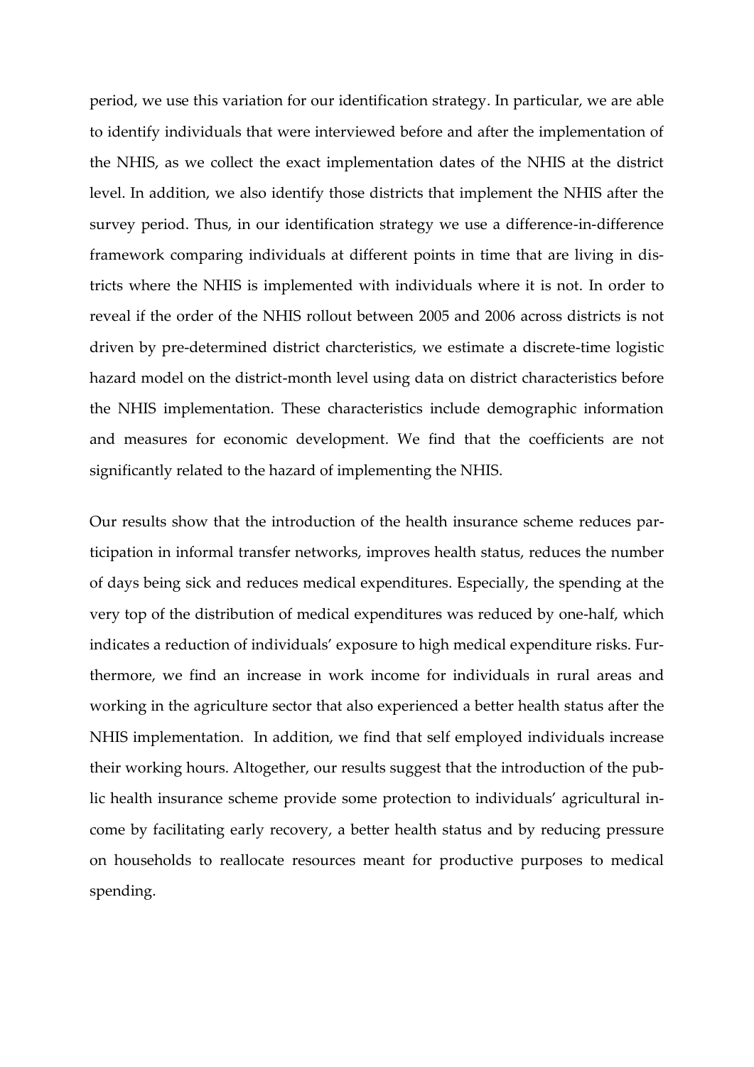period, we use this variation for our identification strategy. In particular, we are able to identify individuals that were interviewed before and after the implementation of the NHIS, as we collect the exact implementation dates of the NHIS at the district level. In addition, we also identify those districts that implement the NHIS after the survey period. Thus, in our identification strategy we use a difference-in-difference framework comparing individuals at different points in time that are living in districts where the NHIS is implemented with individuals where it is not. In order to reveal if the order of the NHIS rollout between 2005 and 2006 across districts is not driven by pre-determined district charcteristics, we estimate a discrete-time logistic hazard model on the district-month level using data on district characteristics before the NHIS implementation. These characteristics include demographic information and measures for economic development. We find that the coefficients are not significantly related to the hazard of implementing the NHIS.

Our results show that the introduction of the health insurance scheme reduces participation in informal transfer networks, improves health status, reduces the number of days being sick and reduces medical expenditures. Especially, the spending at the very top of the distribution of medical expenditures was reduced by one-half, which indicates a reduction of individuals' exposure to high medical expenditure risks. Furthermore, we find an increase in work income for individuals in rural areas and working in the agriculture sector that also experienced a better health status after the NHIS implementation. In addition, we find that self employed individuals increase their working hours. Altogether, our results suggest that the introduction of the public health insurance scheme provide some protection to individuals' agricultural income by facilitating early recovery, a better health status and by reducing pressure on households to reallocate resources meant for productive purposes to medical spending.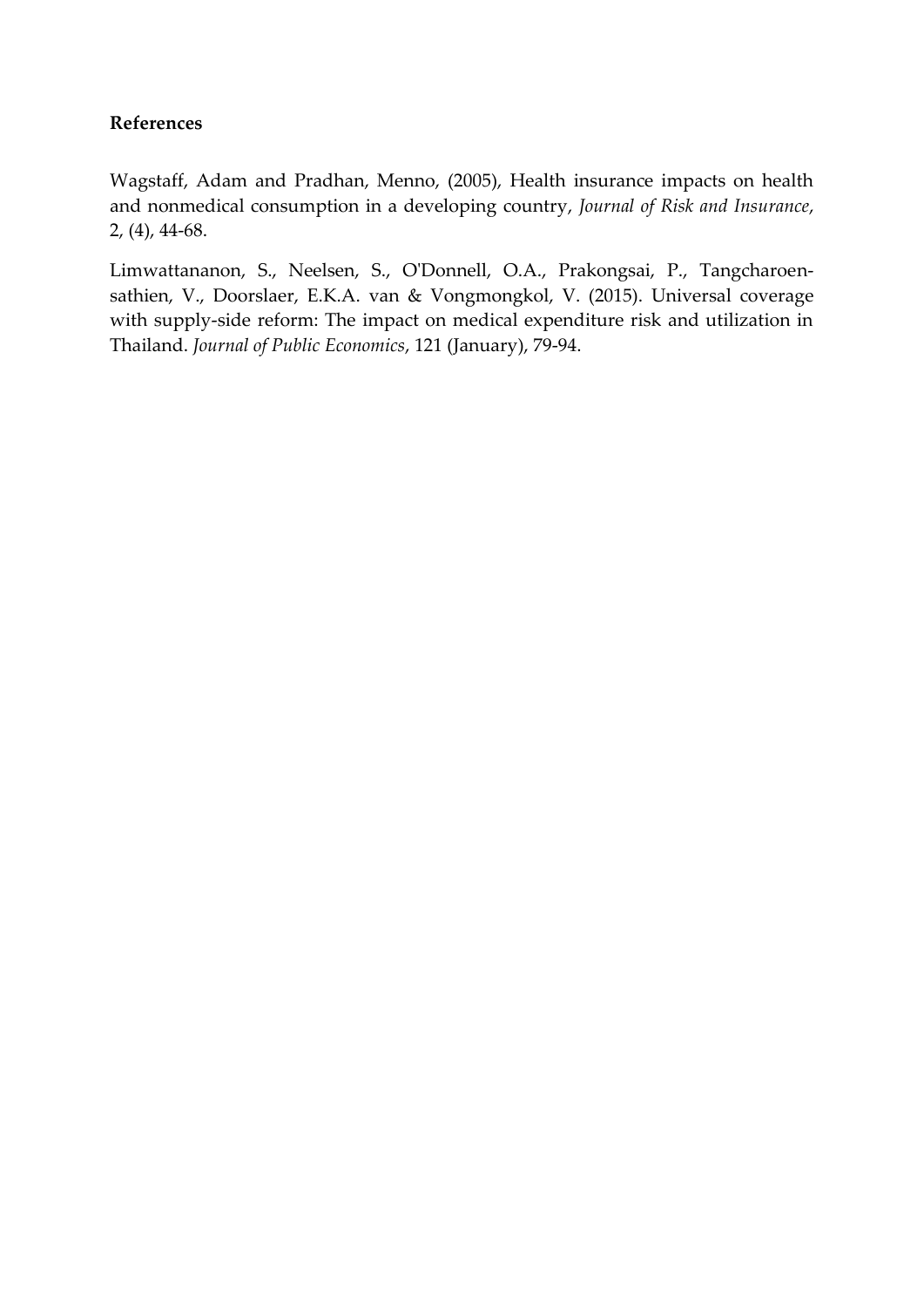## References

Wagstaff, Adam and Pradhan, Menno, (2005), Health insurance impacts on health and nonmedical consumption in a developing country, *Journal of Risk and Insurance*, 2, (4), 44-68.

Limwattananon, S., Neelsen, S., O'Donnell, O.A., Prakongsai, P., Tangcharoensathien, V., Doorslaer, E.K.A. van & Vongmongkol, V. (2015). Universal coverage with supply-side reform: The impact on medical expenditure risk and utilization in Thailand. *Journal of Public Economics*, 121 (January), 79-94.